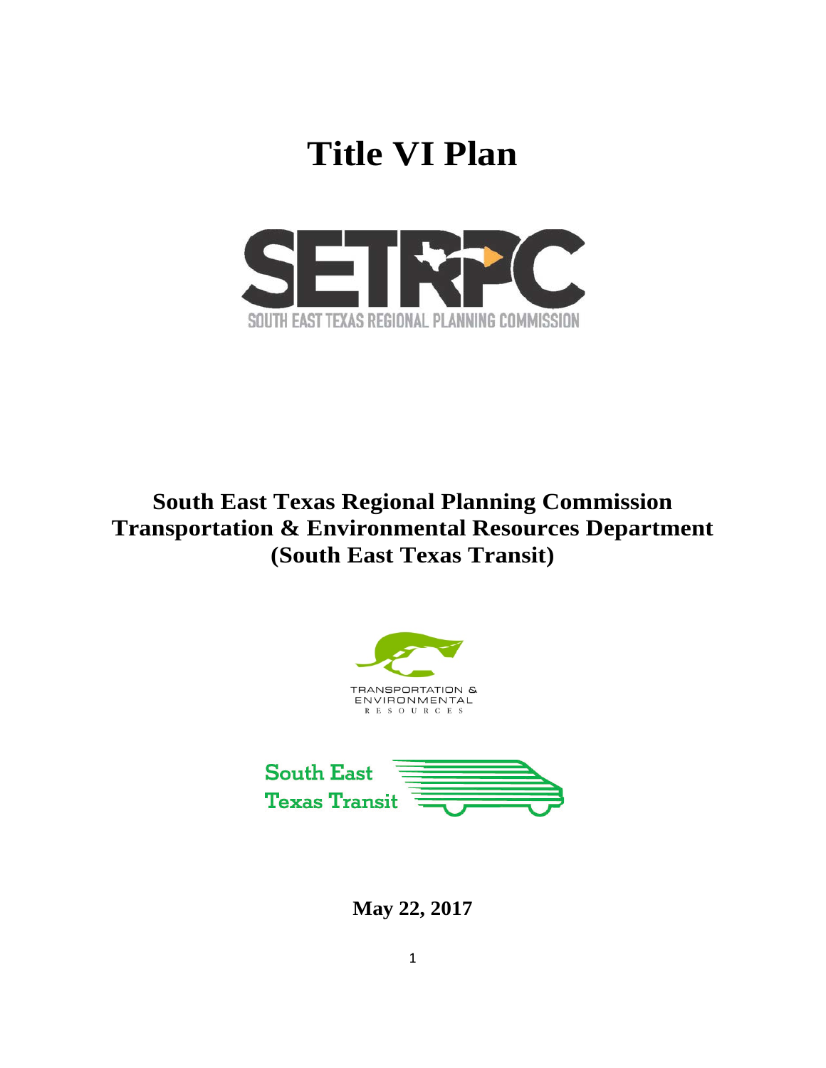# Title VI Plan

SETRPC

SOUTH EAST TEXAS REGIONAL PLANNING COMMISSION

## South East Texas Regional Planning Commission
## Transportation & Environmental Resources Department
## (South East Texas Transit)

TRANSPORTATION & ENVIRONMENTAL RESOURCES

South East Texas Transit

**May 22, 2017**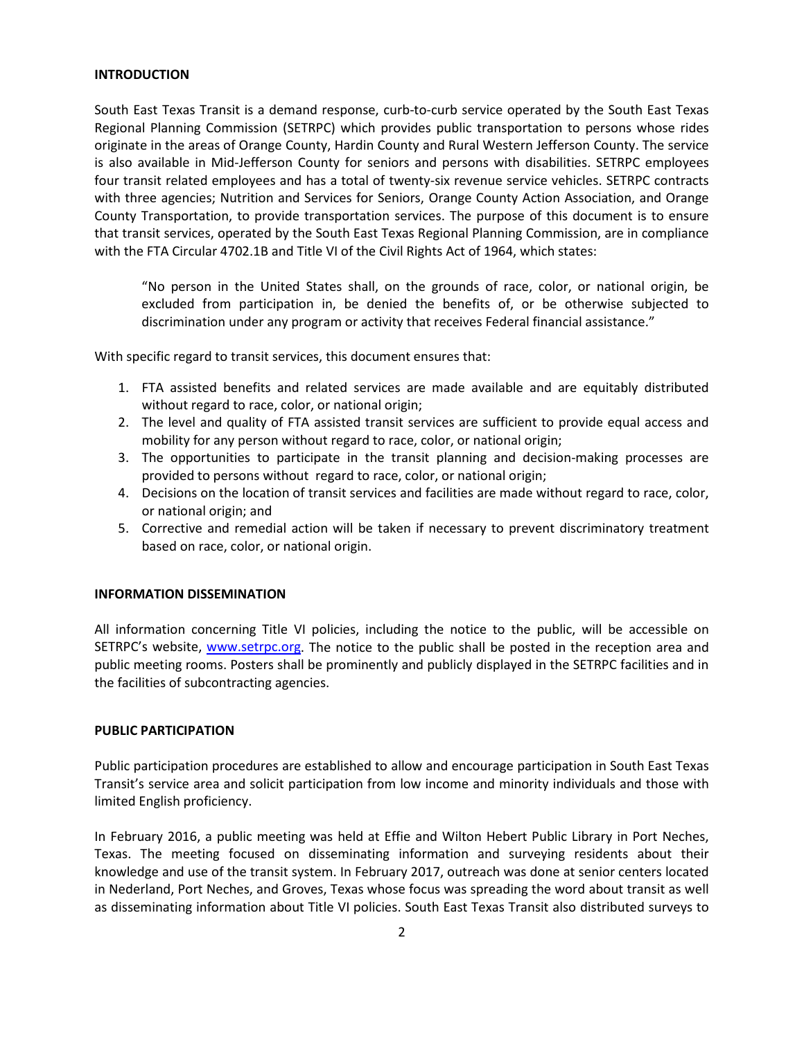## INTRODUCTION

South East Texas Transit is a demand response, curb-to-curb service operated by the South East Texas Regional Planning Commission (SETRPC) which provides public transportation to persons whose rides originate in the areas of Orange County, Hardin County and Rural Western Jefferson County. The service is also available in Mid-Jefferson County for seniors and persons with disabilities. SETRPC employees four transit related employees and has a total of twenty-six revenue service vehicles. SETRPC contracts with three agencies; Nutrition and Services for Seniors, Orange County Action Association, and Orange County Transportation, to provide transportation services. The purpose of this document is to ensure that transit services, operated by the South East Texas Regional Planning Commission, are in compliance with the FTA Circular 4702.1B and Title VI of the Civil Rights Act of 1964, which states:

> "No person in the United States shall, on the grounds of race, color, or national origin, be excluded from participation in, be denied the benefits of, or be otherwise subjected to discrimination under any program or activity that receives Federal financial assistance."

With specific regard to transit services, this document ensures that:

1. FTA assisted benefits and related services are made available and are equitably distributed without regard to race, color, or national origin;
2. The level and quality of FTA assisted transit services are sufficient to provide equal access and mobility for any person without regard to race, color, or national origin;
3. The opportunities to participate in the transit planning and decision-making processes are provided to persons without regard to race, color, or national origin;
4. Decisions on the location of transit services and facilities are made without regard to race, color, or national origin; and
5. Corrective and remedial action will be taken if necessary to prevent discriminatory treatment based on race, color, or national origin.

## INFORMATION DISSEMINATION

All information concerning Title VI policies, including the notice to the public, will be accessible on SETRPC's website, www.setrpc.org. The notice to the public shall be posted in the reception area and public meeting rooms. Posters shall be prominently and publicly displayed in the SETRPC facilities and in the facilities of subcontracting agencies.

## PUBLIC PARTICIPATION

Public participation procedures are established to allow and encourage participation in South East Texas Transit's service area and solicit participation from low income and minority individuals and those with limited English proficiency.

In February 2016, a public meeting was held at Effie and Wilton Hebert Public Library in Port Neches, Texas. The meeting focused on disseminating information and surveying residents about their knowledge and use of the transit system. In February 2017, outreach was done at senior centers located in Nederland, Port Neches, and Groves, Texas whose focus was spreading the word about transit as well as disseminating information about Title VI policies. South East Texas Transit also distributed surveys to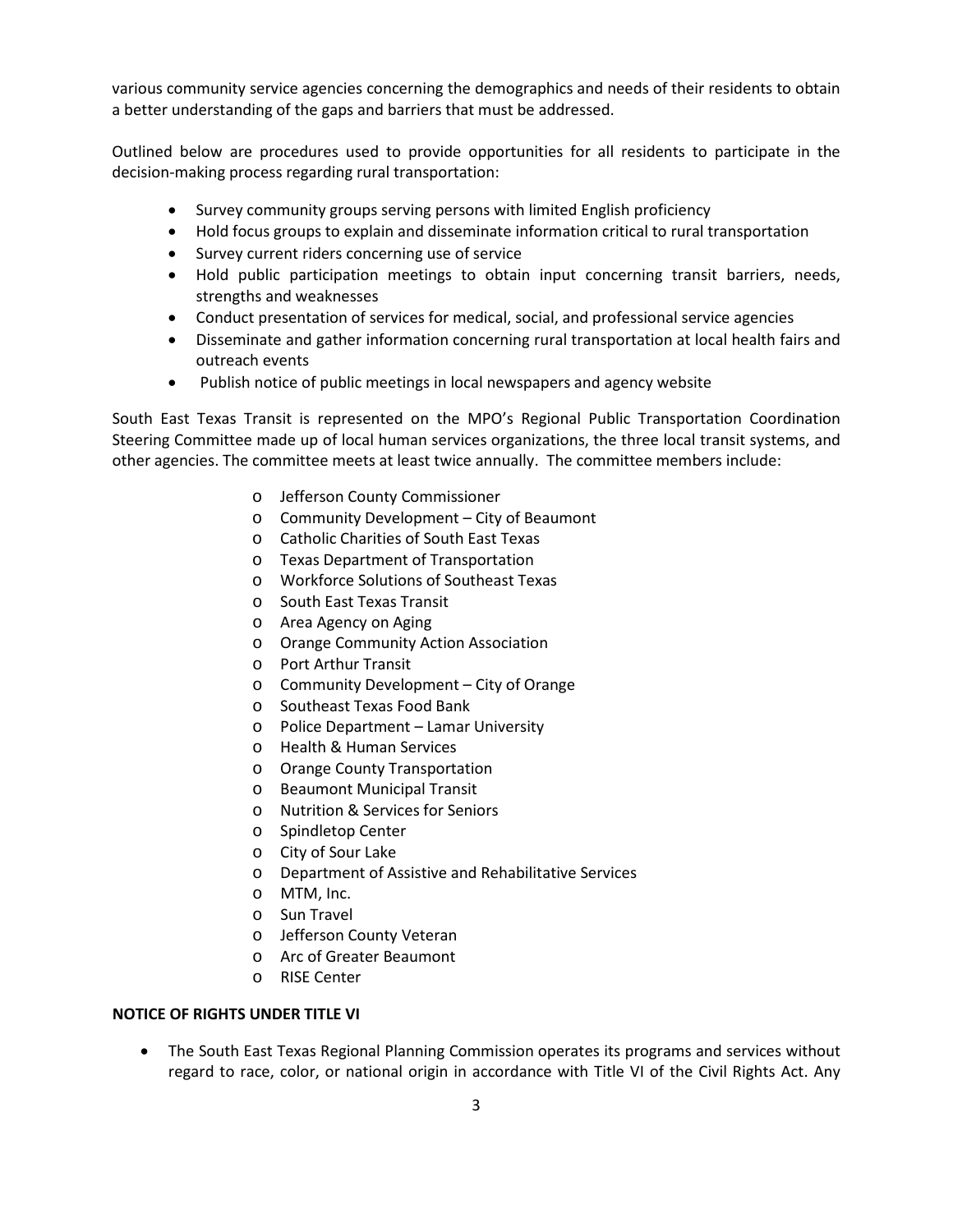various community service agencies concerning the demographics and needs of their residents to obtain a better understanding of the gaps and barriers that must be addressed.

Outlined below are procedures used to provide opportunities for all residents to participate in the decision-making process regarding rural transportation:

- Survey community groups serving persons with limited English proficiency
- Hold focus groups to explain and disseminate information critical to rural transportation
- Survey current riders concerning use of service
- Hold public participation meetings to obtain input concerning transit barriers, needs, strengths and weaknesses
- Conduct presentation of services for medical, social, and professional service agencies
- Disseminate and gather information concerning rural transportation at local health fairs and outreach events
- Publish notice of public meetings in local newspapers and agency website

South East Texas Transit is represented on the MPO's Regional Public Transportation Coordination Steering Committee made up of local human services organizations, the three local transit systems, and other agencies. The committee meets at least twice annually. The committee members include:

- Jefferson County Commissioner
- Community Development – City of Beaumont
- Catholic Charities of South East Texas
- Texas Department of Transportation
- Workforce Solutions of Southeast Texas
- South East Texas Transit
- Area Agency on Aging
- Orange Community Action Association
- Port Arthur Transit
- Community Development – City of Orange
- Southeast Texas Food Bank
- Police Department – Lamar University
- Health & Human Services
- Orange County Transportation
- Beaumont Municipal Transit
- Nutrition & Services for Seniors
- Spindletop Center
- City of Sour Lake
- Department of Assistive and Rehabilitative Services
- MTM, Inc.
- Sun Travel
- Jefferson County Veteran
- Arc of Greater Beaumont
- RISE Center

**NOTICE OF RIGHTS UNDER TITLE VI**

- The South East Texas Regional Planning Commission operates its programs and services without regard to race, color, or national origin in accordance with Title VI of the Civil Rights Act. Any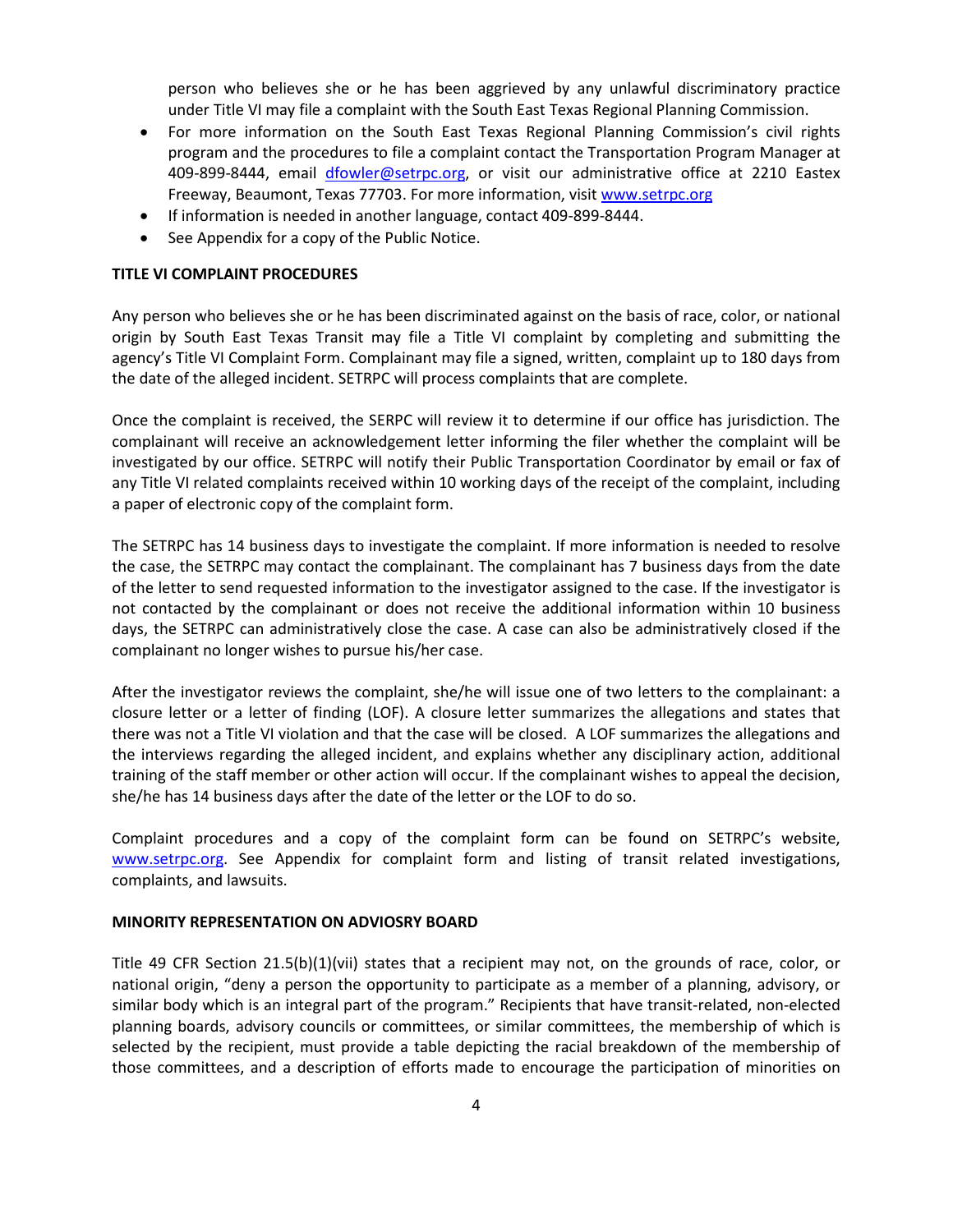person who believes she or he has been aggrieved by any unlawful discriminatory practice under Title VI may file a complaint with the South East Texas Regional Planning Commission.

- For more information on the South East Texas Regional Planning Commission's civil rights program and the procedures to file a complaint contact the Transportation Program Manager at 409-899-8444, email dfowler@setrpc.org, or visit our administrative office at 2210 Eastex Freeway, Beaumont, Texas 77703. For more information, visit www.setrpc.org
- If information is needed in another language, contact 409-899-8444.
- See Appendix for a copy of the Public Notice.

**TITLE VI COMPLAINT PROCEDURES**

Any person who believes she or he has been discriminated against on the basis of race, color, or national origin by South East Texas Transit may file a Title VI complaint by completing and submitting the agency's Title VI Complaint Form. Complainant may file a signed, written, complaint up to 180 days from the date of the alleged incident. SETRPC will process complaints that are complete.

Once the complaint is received, the SERPC will review it to determine if our office has jurisdiction. The complainant will receive an acknowledgement letter informing the filer whether the complaint will be investigated by our office. SETRPC will notify their Public Transportation Coordinator by email or fax of any Title VI related complaints received within 10 working days of the receipt of the complaint, including a paper of electronic copy of the complaint form.

The SETRPC has 14 business days to investigate the complaint. If more information is needed to resolve the case, the SETRPC may contact the complainant. The complainant has 7 business days from the date of the letter to send requested information to the investigator assigned to the case. If the investigator is not contacted by the complainant or does not receive the additional information within 10 business days, the SETRPC can administratively close the case. A case can also be administratively closed if the complainant no longer wishes to pursue his/her case.

After the investigator reviews the complaint, she/he will issue one of two letters to the complainant: a closure letter or a letter of finding (LOF). A closure letter summarizes the allegations and states that there was not a Title VI violation and that the case will be closed. A LOF summarizes the allegations and the interviews regarding the alleged incident, and explains whether any disciplinary action, additional training of the staff member or other action will occur. If the complainant wishes to appeal the decision, she/he has 14 business days after the date of the letter or the LOF to do so.

Complaint procedures and a copy of the complaint form can be found on SETRPC's website, www.setrpc.org. See Appendix for complaint form and listing of transit related investigations, complaints, and lawsuits.

**MINORITY REPRESENTATION ON ADVIOSRY BOARD**

Title 49 CFR Section 21.5(b)(1)(vii) states that a recipient may not, on the grounds of race, color, or national origin, "deny a person the opportunity to participate as a member of a planning, advisory, or similar body which is an integral part of the program." Recipients that have transit-related, non-elected planning boards, advisory councils or committees, or similar committees, the membership of which is selected by the recipient, must provide a table depicting the racial breakdown of the membership of those committees, and a description of efforts made to encourage the participation of minorities on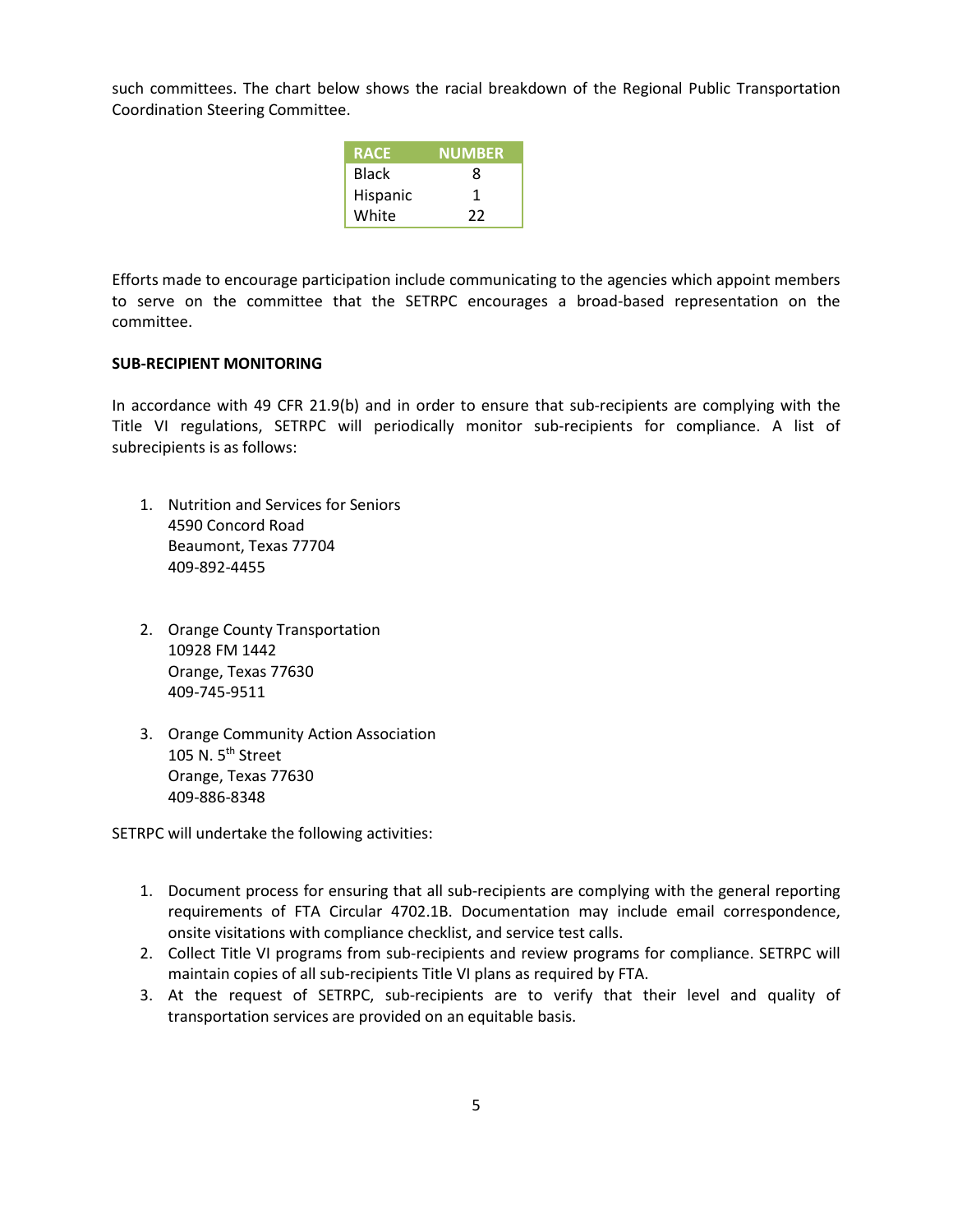such committees. The chart below shows the racial breakdown of the Regional Public Transportation Coordination Steering Committee.

| RACE | NUMBER |
|---|---|
| Black | 8 |
| Hispanic | 1 |
| White | 22 |

Efforts made to encourage participation include communicating to the agencies which appoint members to serve on the committee that the SETRPC encourages a broad-based representation on the committee.

**SUB-RECIPIENT MONITORING**

In accordance with 49 CFR 21.9(b) and in order to ensure that sub-recipients are complying with the Title VI regulations, SETRPC will periodically monitor sub-recipients for compliance. A list of subrecipients is as follows:

1. Nutrition and Services for Seniors
   4590 Concord Road
   Beaumont, Texas 77704
   409-892-4455

2. Orange County Transportation
   10928 FM 1442
   Orange, Texas 77630
   409-745-9511

3. Orange Community Action Association
   105 N. 5th Street
   Orange, Texas 77630
   409-886-8348

SETRPC will undertake the following activities:

1. Document process for ensuring that all sub-recipients are complying with the general reporting requirements of FTA Circular 4702.1B. Documentation may include email correspondence, onsite visitations with compliance checklist, and service test calls.
2. Collect Title VI programs from sub-recipients and review programs for compliance. SETRPC will maintain copies of all sub-recipients Title VI plans as required by FTA.
3. At the request of SETRPC, sub-recipients are to verify that their level and quality of transportation services are provided on an equitable basis.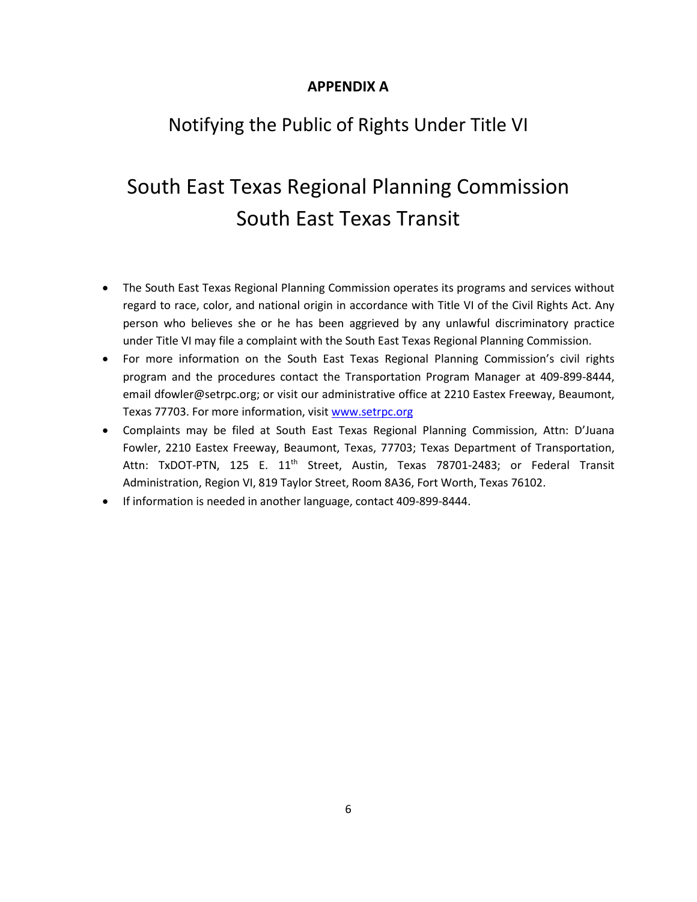# APPENDIX A

## Notifying the Public of Rights Under Title VI

## South East Texas Regional Planning Commission
## South East Texas Transit

- The South East Texas Regional Planning Commission operates its programs and services without regard to race, color, and national origin in accordance with Title VI of the Civil Rights Act. Any person who believes she or he has been aggrieved by any unlawful discriminatory practice under Title VI may file a complaint with the South East Texas Regional Planning Commission.
- For more information on the South East Texas Regional Planning Commission's civil rights program and the procedures contact the Transportation Program Manager at 409-899-8444, email dfowler@setrpc.org; or visit our administrative office at 2210 Eastex Freeway, Beaumont, Texas 77703. For more information, visit [www.setrpc.org](http://www.setrpc.org)
- Complaints may be filed at South East Texas Regional Planning Commission, Attn: D'Juana Fowler, 2210 Eastex Freeway, Beaumont, Texas, 77703; Texas Department of Transportation, Attn: TxDOT-PTN, 125 E. 11th Street, Austin, Texas 78701-2483; or Federal Transit Administration, Region VI, 819 Taylor Street, Room 8A36, Fort Worth, Texas 76102.
- If information is needed in another language, contact 409-899-8444.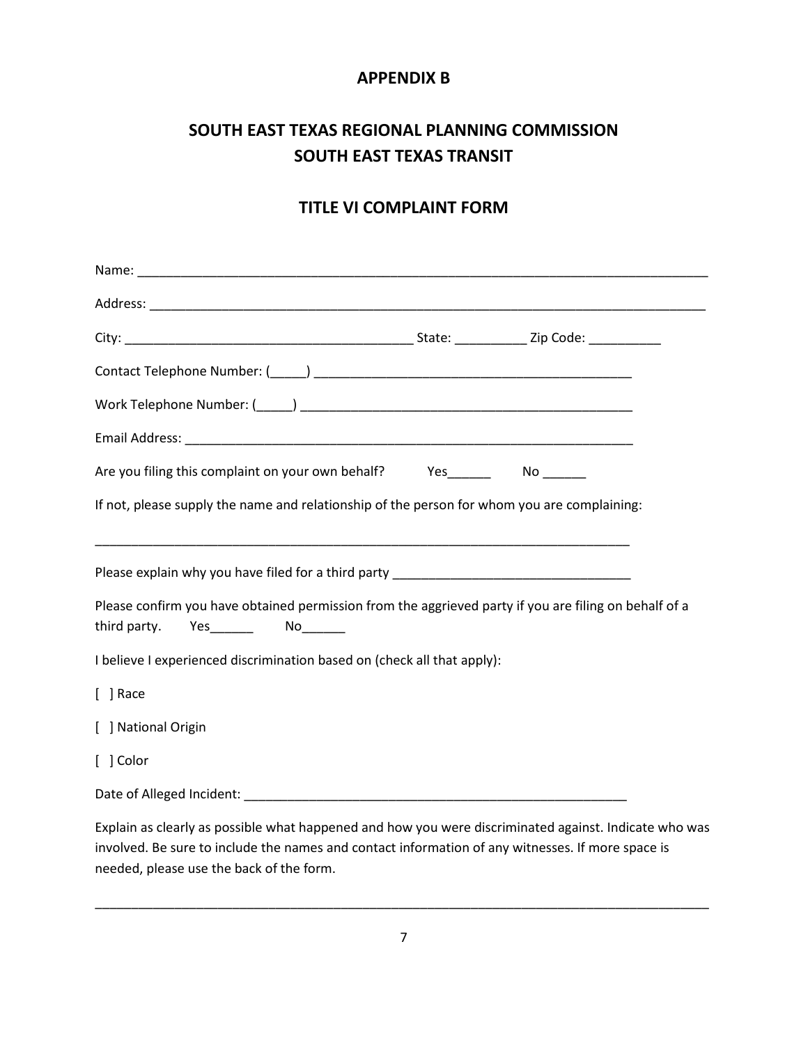## APPENDIX B

# SOUTH EAST TEXAS REGIONAL PLANNING COMMISSION
# SOUTH EAST TEXAS TRANSIT

## TITLE VI COMPLAINT FORM

Name: ___________________________________________________________________________________

Address: _________________________________________________________________________________

City: ________________________________________ State: __________ Zip Code: __________

Contact Telephone Number: (_____) ____________________________________________

Work Telephone Number: (_____) _______________________________________________

Email Address: ________________________________________________________________

Are you filing this complaint on your own behalf? Yes______ No ______

If not, please supply the name and relationship of the person for whom you are complaining:

_____________________________________________________________________________

Please explain why you have filed for a third party _________________________________

Please confirm you have obtained permission from the aggrieved party if you are filing on behalf of a third party. Yes______ No______

I believe I experienced discrimination based on (check all that apply):

[ ] Race

[ ] National Origin

[ ] Color

Date of Alleged Incident: _____________________________________________________

Explain as clearly as possible what happened and how you were discriminated against. Indicate who was involved. Be sure to include the names and contact information of any witnesses. If more space is needed, please use the back of the form.

_____________________________________________________________________________________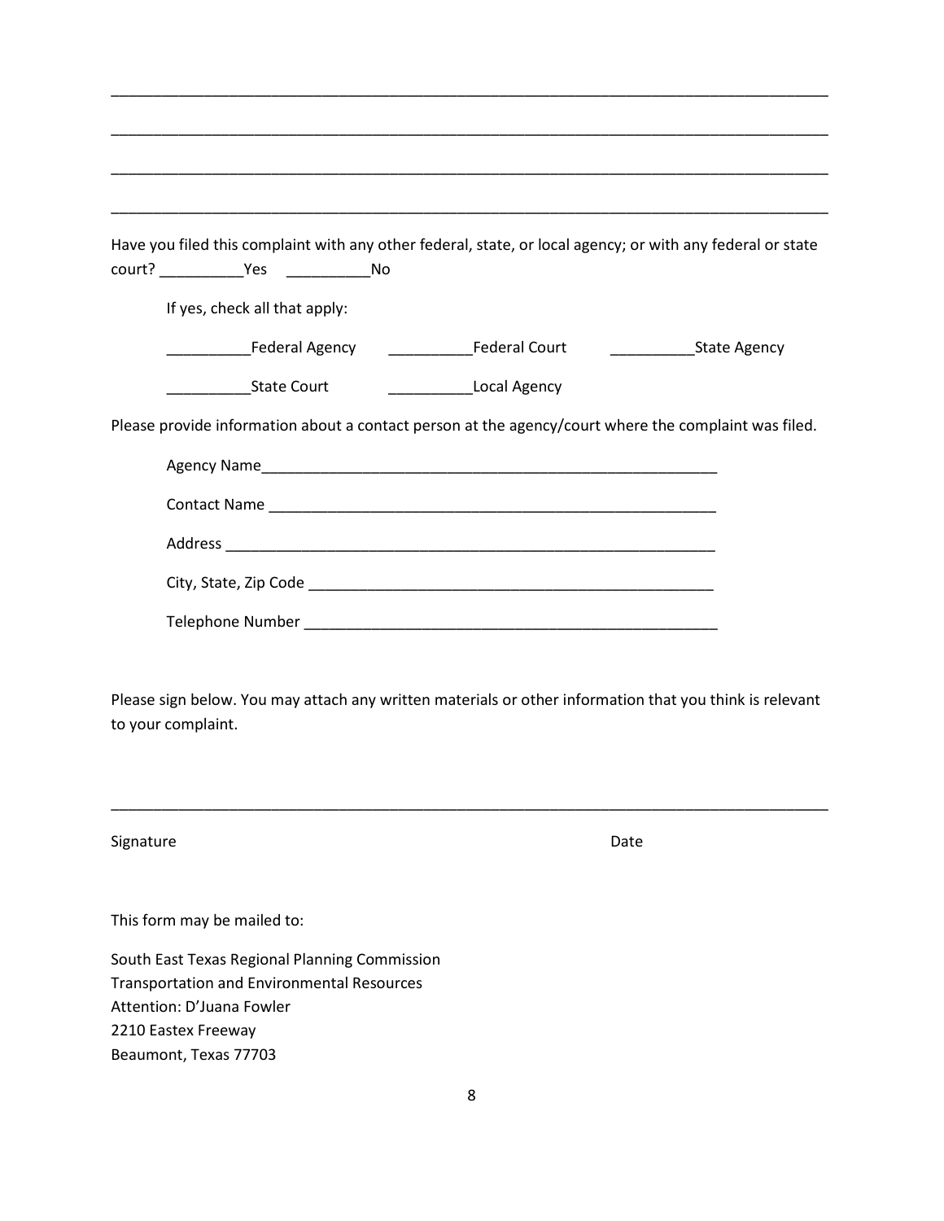\_\_\_\_\_\_\_\_\_\_\_\_\_\_\_\_\_\_\_\_\_\_\_\_\_\_\_\_\_\_\_\_\_\_\_\_\_\_\_\_\_\_\_\_\_\_\_\_\_\_\_\_\_\_\_\_\_\_\_\_\_\_\_\_\_\_\_\_\_\_\_\_\_\_\_\_\_\_\_\_\_\_\_\_

\_\_\_\_\_\_\_\_\_\_\_\_\_\_\_\_\_\_\_\_\_\_\_\_\_\_\_\_\_\_\_\_\_\_\_\_\_\_\_\_\_\_\_\_\_\_\_\_\_\_\_\_\_\_\_\_\_\_\_\_\_\_\_\_\_\_\_\_\_\_\_\_\_\_\_\_\_\_\_\_\_\_\_\_

\_\_\_\_\_\_\_\_\_\_\_\_\_\_\_\_\_\_\_\_\_\_\_\_\_\_\_\_\_\_\_\_\_\_\_\_\_\_\_\_\_\_\_\_\_\_\_\_\_\_\_\_\_\_\_\_\_\_\_\_\_\_\_\_\_\_\_\_\_\_\_\_\_\_\_\_\_\_\_\_\_\_\_\_

\_\_\_\_\_\_\_\_\_\_\_\_\_\_\_\_\_\_\_\_\_\_\_\_\_\_\_\_\_\_\_\_\_\_\_\_\_\_\_\_\_\_\_\_\_\_\_\_\_\_\_\_\_\_\_\_\_\_\_\_\_\_\_\_\_\_\_\_\_\_\_\_\_\_\_\_\_\_\_\_\_\_\_\_

Have you filed this complaint with any other federal, state, or local agency; or with any federal or state court? \_\_\_\_\_\_\_\_\_\_Yes \_\_\_\_\_\_\_\_\_\_No

If yes, check all that apply:

\_\_\_\_\_\_\_\_\_\_Federal Agency \_\_\_\_\_\_\_\_\_\_Federal Court \_\_\_\_\_\_\_\_\_\_State Agency

\_\_\_\_\_\_\_\_\_\_State Court \_\_\_\_\_\_\_\_\_\_Local Agency

Please provide information about a contact person at the agency/court where the complaint was filed.

Agency Name\_\_\_\_\_\_\_\_\_\_\_\_\_\_\_\_\_\_\_\_\_\_\_\_\_\_\_\_\_\_\_\_\_\_\_\_\_\_\_\_\_\_\_\_\_\_\_\_\_\_\_\_\_\_

Contact Name \_\_\_\_\_\_\_\_\_\_\_\_\_\_\_\_\_\_\_\_\_\_\_\_\_\_\_\_\_\_\_\_\_\_\_\_\_\_\_\_\_\_\_\_\_\_\_\_\_\_\_\_\_

Address \_\_\_\_\_\_\_\_\_\_\_\_\_\_\_\_\_\_\_\_\_\_\_\_\_\_\_\_\_\_\_\_\_\_\_\_\_\_\_\_\_\_\_\_\_\_\_\_\_\_\_\_\_\_\_\_\_\_

City, State, Zip Code \_\_\_\_\_\_\_\_\_\_\_\_\_\_\_\_\_\_\_\_\_\_\_\_\_\_\_\_\_\_\_\_\_\_\_\_\_\_\_\_\_\_\_\_\_\_\_\_

Telephone Number \_\_\_\_\_\_\_\_\_\_\_\_\_\_\_\_\_\_\_\_\_\_\_\_\_\_\_\_\_\_\_\_\_\_\_\_\_\_\_\_\_\_\_\_\_\_\_\_\_\_

Please sign below. You may attach any written materials or other information that you think is relevant to your complaint.

\_\_\_\_\_\_\_\_\_\_\_\_\_\_\_\_\_\_\_\_\_\_\_\_\_\_\_\_\_\_\_\_\_\_\_\_\_\_\_\_\_\_\_\_\_\_\_\_\_\_\_\_\_\_\_\_\_\_\_\_\_\_\_\_\_\_\_\_\_\_\_\_\_\_\_\_\_\_\_\_\_\_\_\_

Signature Date

This form may be mailed to:

South East Texas Regional Planning Commission
Transportation and Environmental Resources
Attention: D'Juana Fowler
2210 Eastex Freeway
Beaumont, Texas 77703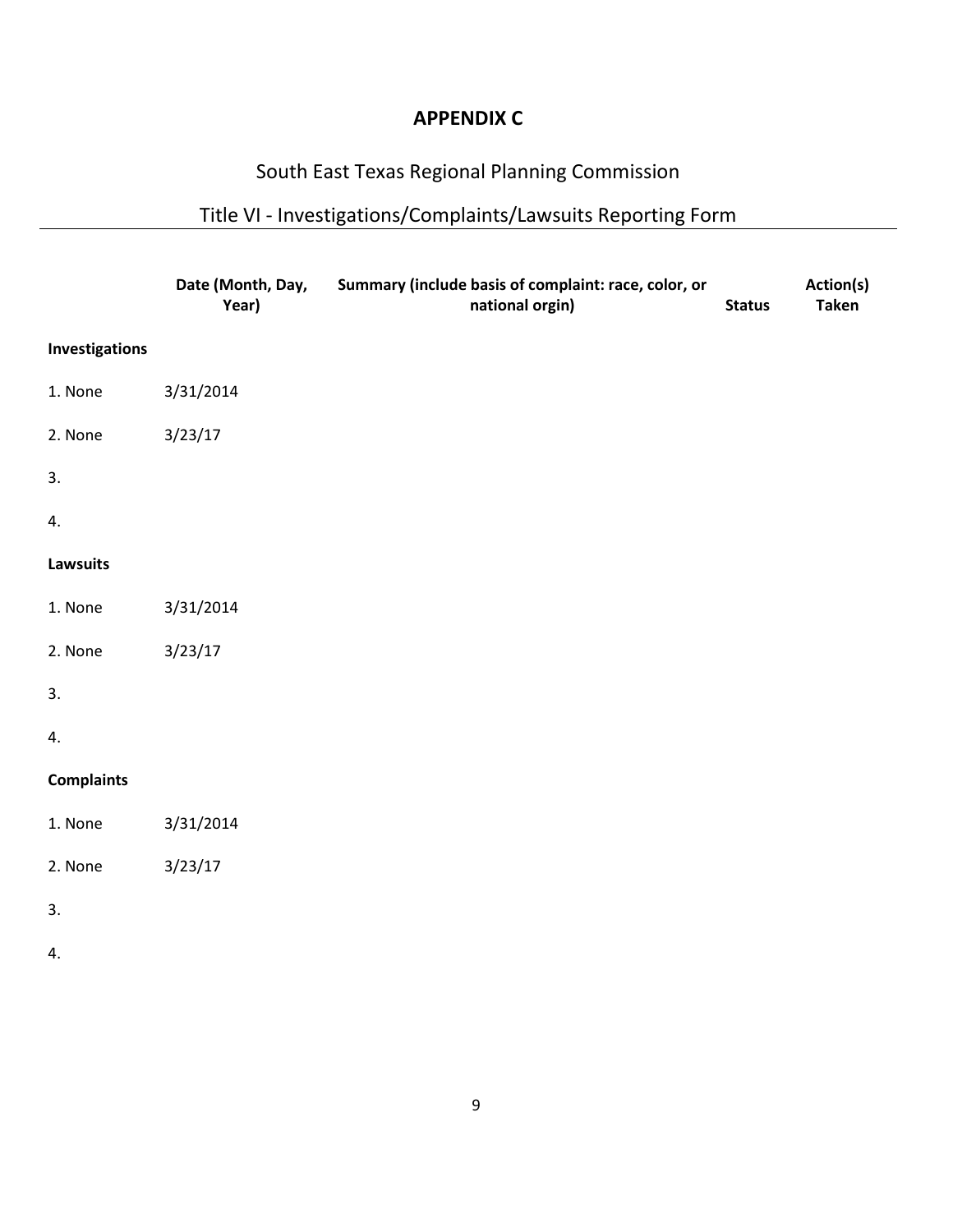# APPENDIX C

## South East Texas Regional Planning Commission

## Title VI - Investigations/Complaints/Lawsuits Reporting Form

| | Date (Month, Day, Year) | Summary (include basis of complaint: race, color, or national orgin) | Status | Action(s) Taken |
|---|---|---|---|---|
| **Investigations** | | | | |
| 1. None | 3/31/2014 | | | |
| 2. None | 3/23/17 | | | |
| 3. | | | | |
| 4. | | | | |
| **Lawsuits** | | | | |
| 1. None | 3/31/2014 | | | |
| 2. None | 3/23/17 | | | |
| 3. | | | | |
| 4. | | | | |
| **Complaints** | | | | |
| 1. None | 3/31/2014 | | | |
| 2. None | 3/23/17 | | | |
| 3. | | | | |
| 4. | | | | |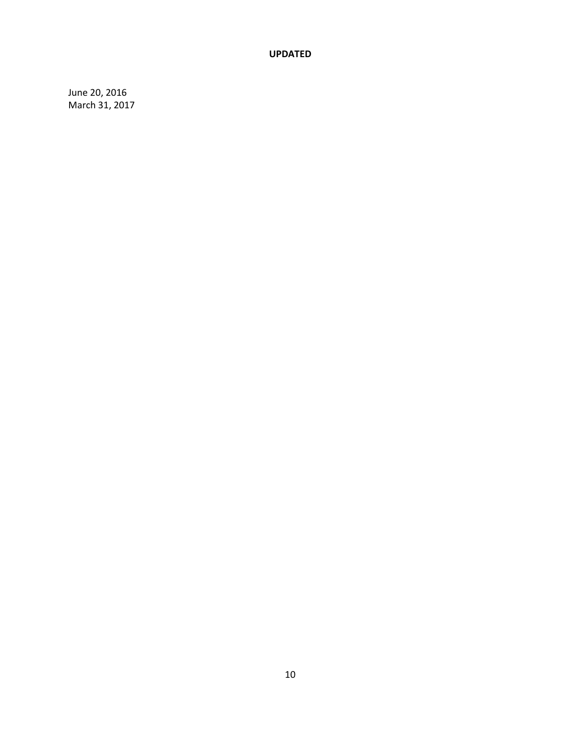**UPDATED**

June 20, 2016
March 31, 2017